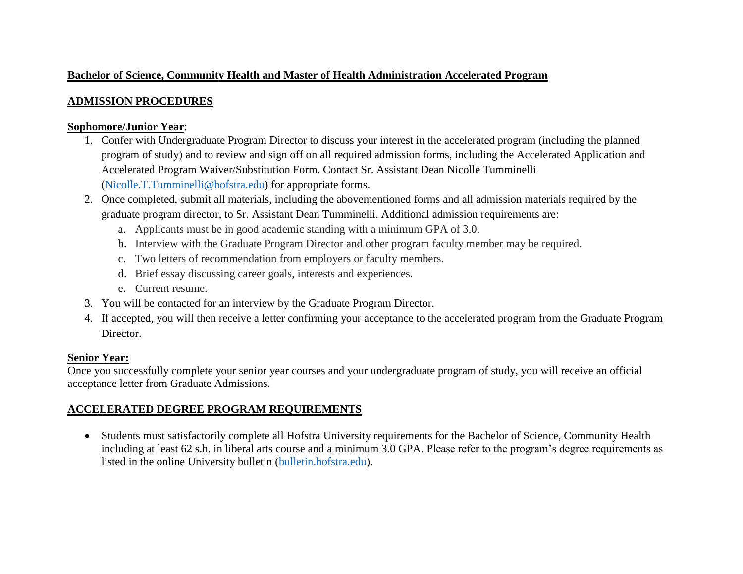# Bachelor of Science, Community Health and Master of Health Administration Accelerated Program

## ADMISSION PROCEDURES

### Sophomore/Junior Year:

1. Confer with Undergraduate Program Director to discuss your interest in the accelerated program (including the planned program of study) and to review and sign off on all required admission forms, including the Accelerated Application and Accelerated Program Waiver/Substitution Form. Contact Sr. Assistant Dean Nicolle Tumminelli (Nicolle.T.Tumminelli@hofstra.edu) for appropriate forms.
2. Once completed, submit all materials, including the abovementioned forms and all admission materials required by the graduate program director, to Sr. Assistant Dean Tumminelli. Additional admission requirements are:
   a. Applicants must be in good academic standing with a minimum GPA of 3.0.
   b. Interview with the Graduate Program Director and other program faculty member may be required.
   c. Two letters of recommendation from employers or faculty members.
   d. Brief essay discussing career goals, interests and experiences.
   e. Current resume.
3. You will be contacted for an interview by the Graduate Program Director.
4. If accepted, you will then receive a letter confirming your acceptance to the accelerated program from the Graduate Program Director.

### Senior Year:

Once you successfully complete your senior year courses and your undergraduate program of study, you will receive an official acceptance letter from Graduate Admissions.

## ACCELERATED DEGREE PROGRAM REQUIREMENTS

- Students must satisfactorily complete all Hofstra University requirements for the Bachelor of Science, Community Health including at least 62 s.h. in liberal arts course and a minimum 3.0 GPA. Please refer to the program's degree requirements as listed in the online University bulletin (bulletin.hofstra.edu).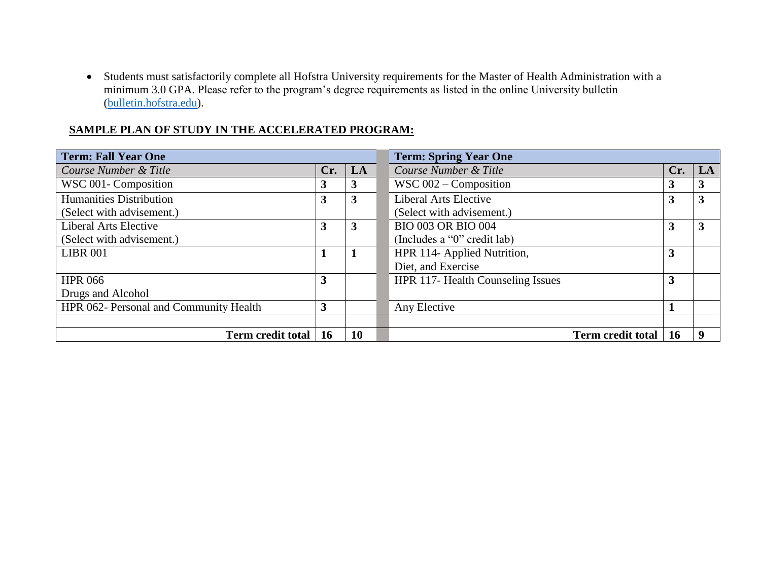- Students must satisfactorily complete all Hofstra University requirements for the Master of Health Administration with a minimum 3.0 GPA. Please refer to the program's degree requirements as listed in the online University bulletin (bulletin.hofstra.edu).

**SAMPLE PLAN OF STUDY IN THE ACCELERATED PROGRAM:**

| **Term: Fall Year One** | | | | **Term: Spring Year One** | | |
|---|---|---|---|---|---|---|
| *Course Number & Title* | **Cr.** | **LA** | | *Course Number & Title* | **Cr.** | **LA** |
| WSC 001- Composition | **3** | **3** | | WSC 002 – Composition | **3** | **3** |
| Humanities Distribution (Select with advisement.) | **3** | **3** | | Liberal Arts Elective (Select with advisement.) | **3** | **3** |
| Liberal Arts Elective (Select with advisement.) | **3** | **3** | | BIO 003 OR BIO 004 (Includes a "0" credit lab) | **3** | **3** |
| LIBR 001 | **1** | **1** | | HPR 114- Applied Nutrition, Diet, and Exercise | **3** | |
| HPR 066 Drugs and Alcohol | **3** | | | HPR 117- Health Counseling Issues | **3** | |
| HPR 062- Personal and Community Health | **3** | | | Any Elective | **1** | |
| | | | | | | |
| **Term credit total** | **16** | **10** | | **Term credit total** | **16** | **9** |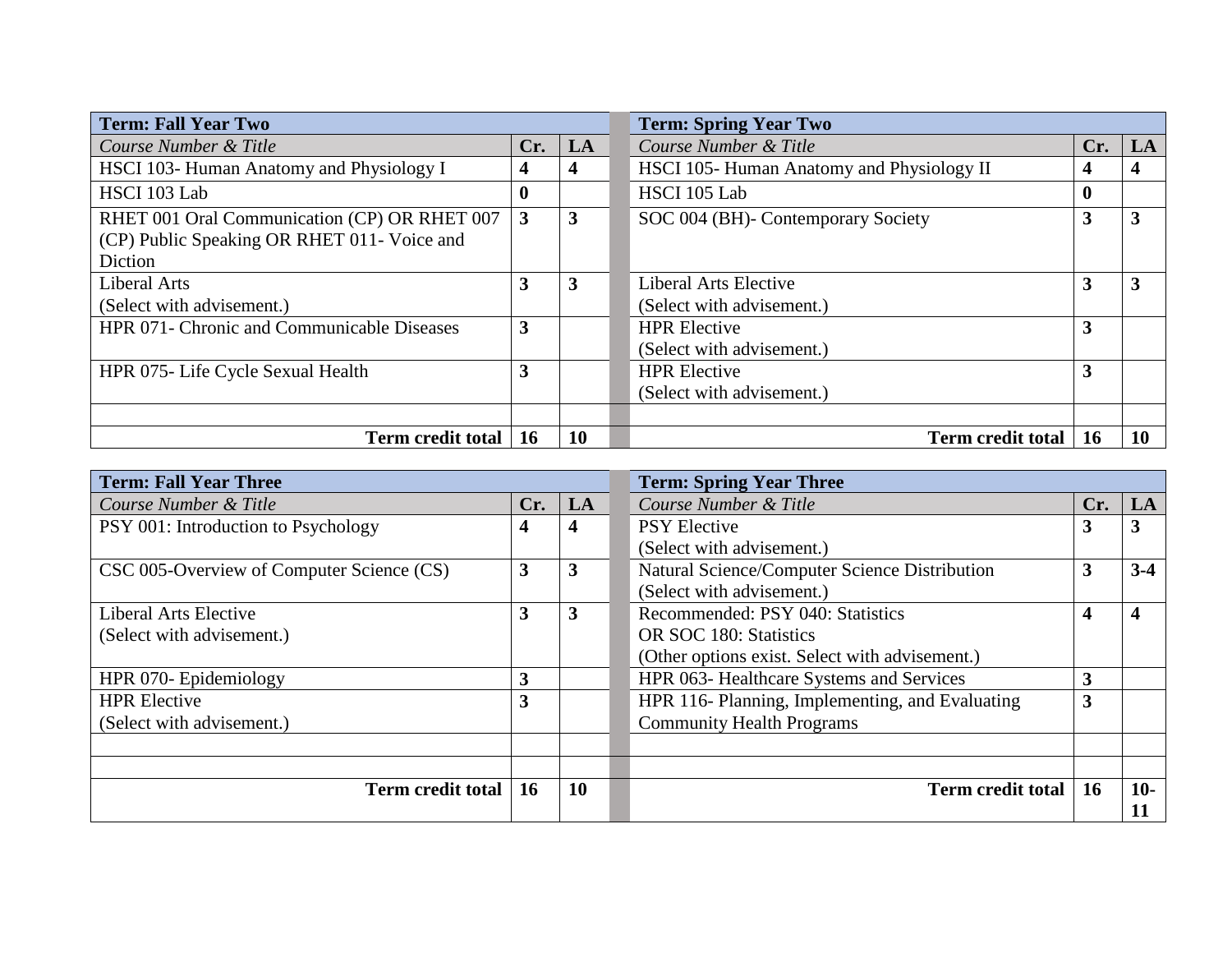| Term: Fall Year Two | | |
|---|---|---|
| *Course Number & Title* | **Cr.** | **LA** |
| HSCI 103- Human Anatomy and Physiology I | **4** | **4** |
| HSCI 103 Lab | **0** | |
| RHET 001 Oral Communication (CP) OR RHET 007 (CP) Public Speaking OR RHET 011- Voice and Diction | **3** | **3** |
| Liberal Arts (Select with advisement.) | **3** | **3** |
| HPR 071- Chronic and Communicable Diseases | **3** | |
| HPR 075- Life Cycle Sexual Health | **3** | |
| | | |
| **Term credit total** | **16** | **10** |

| Term: Spring Year Two | | |
|---|---|---|
| *Course Number & Title* | **Cr.** | **LA** |
| HSCI 105- Human Anatomy and Physiology II | **4** | **4** |
| HSCI 105 Lab | **0** | |
| SOC 004 (BH)- Contemporary Society | **3** | **3** |
| Liberal Arts Elective (Select with advisement.) | **3** | **3** |
| HPR Elective (Select with advisement.) | **3** | |
| HPR Elective (Select with advisement.) | **3** | |
| | | |
| **Term credit total** | **16** | **10** |

| Term: Fall Year Three | | |
|---|---|---|
| *Course Number & Title* | **Cr.** | **LA** |
| PSY 001: Introduction to Psychology | **4** | **4** |
| CSC 005-Overview of Computer Science (CS) | **3** | **3** |
| Liberal Arts Elective (Select with advisement.) | **3** | **3** |
| HPR 070- Epidemiology | **3** | |
| HPR Elective (Select with advisement.) | **3** | |
| | | |
| | | |
| **Term credit total** | **16** | **10** |

| Term: Spring Year Three | | |
|---|---|---|
| *Course Number & Title* | **Cr.** | **LA** |
| PSY Elective (Select with advisement.) | **3** | **3** |
| Natural Science/Computer Science Distribution (Select with advisement.) | **3** | **3-4** |
| Recommended: PSY 040: Statistics OR SOC 180: Statistics (Other options exist. Select with advisement.) | **4** | **4** |
| HPR 063- Healthcare Systems and Services | **3** | |
| HPR 116- Planning, Implementing, and Evaluating Community Health Programs | **3** | |
| | | |
| | | |
| **Term credit total** | **16** | **10-11** |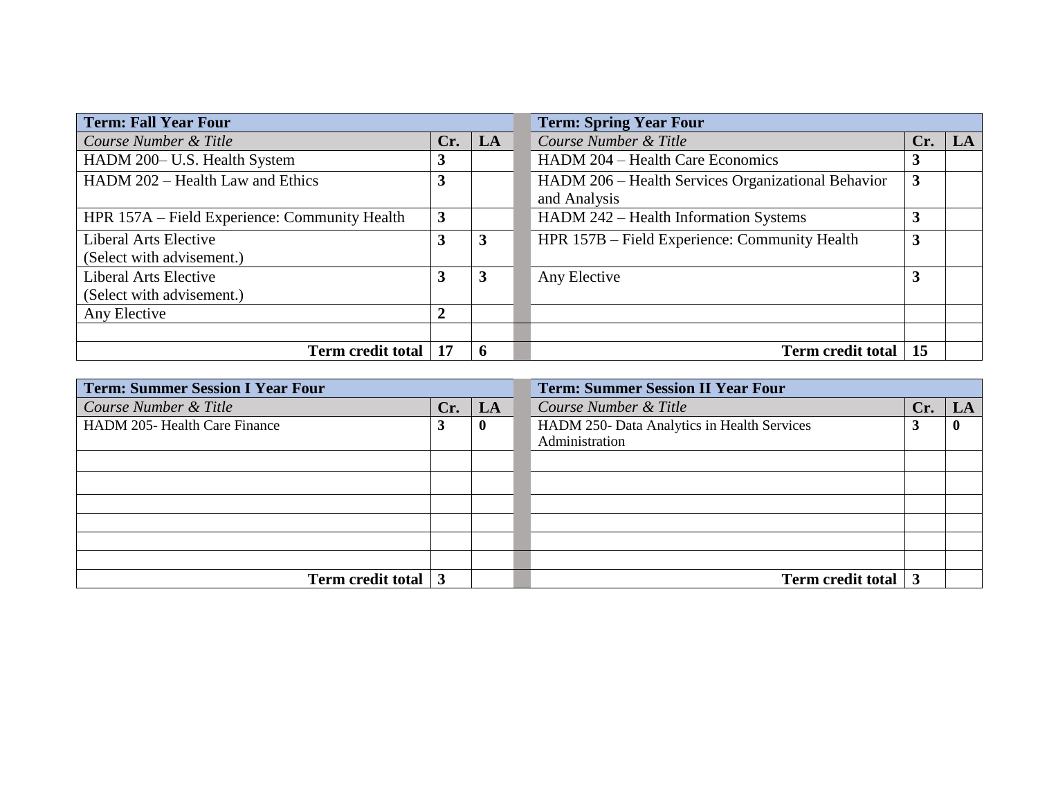| Term: Fall Year Four | | |
|---|---|---|
| *Course Number & Title* | **Cr.** | **LA** |
| HADM 200– U.S. Health System | **3** | |
| HADM 202 – Health Law and Ethics | **3** | |
| HPR 157A – Field Experience: Community Health | **3** | |
| Liberal Arts Elective (Select with advisement.) | **3** | **3** |
| Liberal Arts Elective (Select with advisement.) | **3** | **3** |
| Any Elective | **2** | |
| | | |
| **Term credit total** | **17** | **6** |

| Term: Spring Year Four | | |
|---|---|---|
| *Course Number & Title* | **Cr.** | **LA** |
| HADM 204 – Health Care Economics | **3** | |
| HADM 206 – Health Services Organizational Behavior and Analysis | **3** | |
| HADM 242 – Health Information Systems | **3** | |
| HPR 157B – Field Experience: Community Health | **3** | |
| Any Elective | **3** | |
| | | |
| | | |
| **Term credit total** | **15** | |

| Term: Summer Session I Year Four | | |
|---|---|---|
| *Course Number & Title* | **Cr.** | **LA** |
| HADM 205- Health Care Finance | **3** | **0** |
| | | |
| | | |
| | | |
| | | |
| | | |
| | | |
| **Term credit total** | **3** | |

| Term: Summer Session II Year Four | | |
|---|---|---|
| *Course Number & Title* | **Cr.** | **LA** |
| HADM 250- Data Analytics in Health Services Administration | **3** | **0** |
| | | |
| | | |
| | | |
| | | |
| | | |
| | | |
| **Term credit total** | **3** | |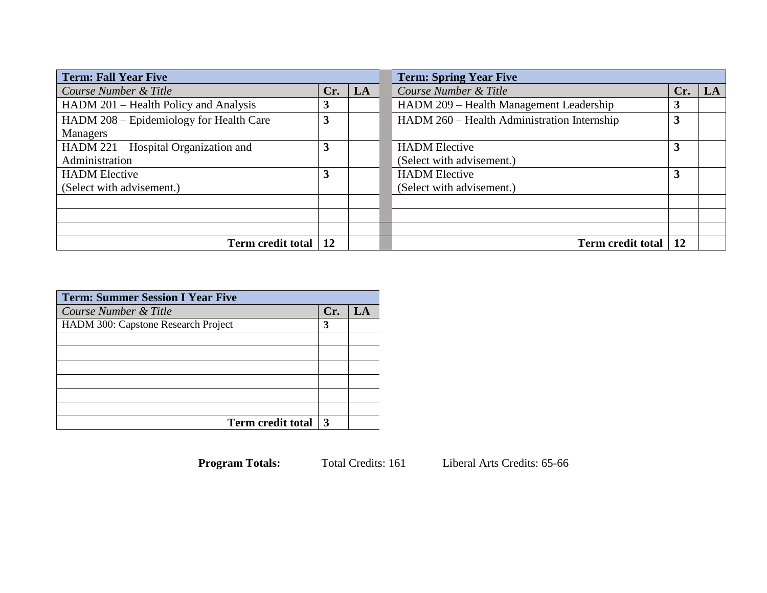| **Term: Fall Year Five** | | |
|---|---|---|
| *Course Number & Title* | **Cr.** | **LA** |
| HADM 201 – Health Policy and Analysis | **3** | |
| HADM 208 – Epidemiology for Health Care Managers | **3** | |
| HADM 221 – Hospital Organization and Administration | **3** | |
| HADM Elective (Select with advisement.) | **3** | |
| | | |
| | | |
| | | |
| **Term credit total** | **12** | |

| **Term: Spring Year Five** | | |
|---|---|---|
| *Course Number & Title* | **Cr.** | **LA** |
| HADM 209 – Health Management Leadership | **3** | |
| HADM 260 – Health Administration Internship | **3** | |
| HADM Elective (Select with advisement.) | **3** | |
| HADM Elective (Select with advisement.) | **3** | |
| | | |
| | | |
| | | |
| **Term credit total** | **12** | |

| **Term: Summer Session I Year Five** | | |
|---|---|---|
| *Course Number & Title* | **Cr.** | **LA** |
| HADM 300: Capstone Research Project | **3** | |
| | | |
| | | |
| | | |
| | | |
| | | |
| | | |
| **Term credit total** | **3** | |

**Program Totals:** Total Credits: 161 Liberal Arts Credits: 65-66